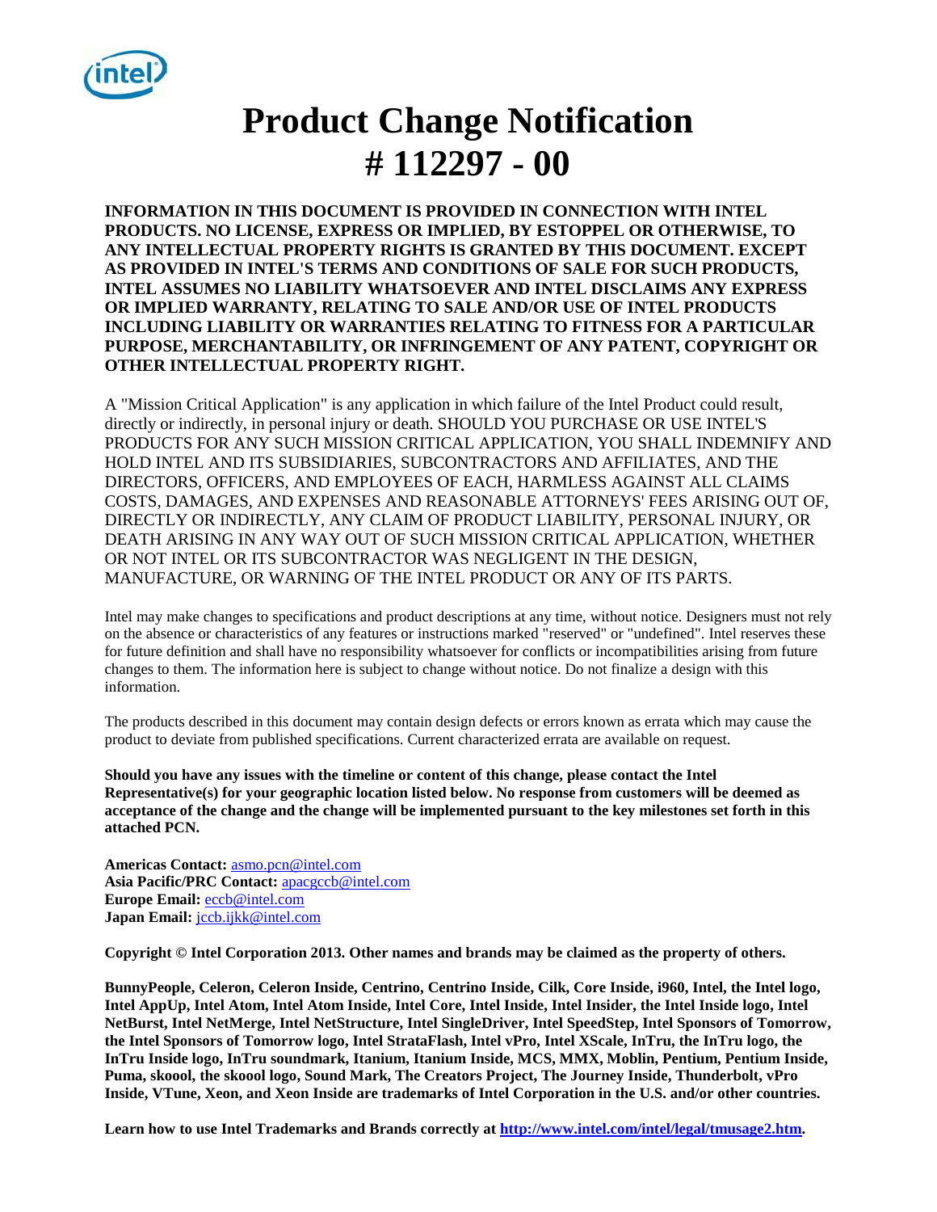# Product Change Notification
# # 112297 - 00

**INFORMATION IN THIS DOCUMENT IS PROVIDED IN CONNECTION WITH INTEL PRODUCTS. NO LICENSE, EXPRESS OR IMPLIED, BY ESTOPPEL OR OTHERWISE, TO ANY INTELLECTUAL PROPERTY RIGHTS IS GRANTED BY THIS DOCUMENT. EXCEPT AS PROVIDED IN INTEL'S TERMS AND CONDITIONS OF SALE FOR SUCH PRODUCTS, INTEL ASSUMES NO LIABILITY WHATSOEVER AND INTEL DISCLAIMS ANY EXPRESS OR IMPLIED WARRANTY, RELATING TO SALE AND/OR USE OF INTEL PRODUCTS INCLUDING LIABILITY OR WARRANTIES RELATING TO FITNESS FOR A PARTICULAR PURPOSE, MERCHANTABILITY, OR INFRINGEMENT OF ANY PATENT, COPYRIGHT OR OTHER INTELLECTUAL PROPERTY RIGHT.**

A "Mission Critical Application" is any application in which failure of the Intel Product could result, directly or indirectly, in personal injury or death. SHOULD YOU PURCHASE OR USE INTEL'S PRODUCTS FOR ANY SUCH MISSION CRITICAL APPLICATION, YOU SHALL INDEMNIFY AND HOLD INTEL AND ITS SUBSIDIARIES, SUBCONTRACTORS AND AFFILIATES, AND THE DIRECTORS, OFFICERS, AND EMPLOYEES OF EACH, HARMLESS AGAINST ALL CLAIMS COSTS, DAMAGES, AND EXPENSES AND REASONABLE ATTORNEYS' FEES ARISING OUT OF, DIRECTLY OR INDIRECTLY, ANY CLAIM OF PRODUCT LIABILITY, PERSONAL INJURY, OR DEATH ARISING IN ANY WAY OUT OF SUCH MISSION CRITICAL APPLICATION, WHETHER OR NOT INTEL OR ITS SUBCONTRACTOR WAS NEGLIGENT IN THE DESIGN, MANUFACTURE, OR WARNING OF THE INTEL PRODUCT OR ANY OF ITS PARTS.

Intel may make changes to specifications and product descriptions at any time, without notice. Designers must not rely on the absence or characteristics of any features or instructions marked "reserved" or "undefined". Intel reserves these for future definition and shall have no responsibility whatsoever for conflicts or incompatibilities arising from future changes to them. The information here is subject to change without notice. Do not finalize a design with this information.

The products described in this document may contain design defects or errors known as errata which may cause the product to deviate from published specifications. Current characterized errata are available on request.

**Should you have any issues with the timeline or content of this change, please contact the Intel Representative(s) for your geographic location listed below. No response from customers will be deemed as acceptance of the change and the change will be implemented pursuant to the key milestones set forth in this attached PCN.**

**Americas Contact:** asmo.pcn@intel.com
**Asia Pacific/PRC Contact:** apacgccb@intel.com
**Europe Email:** eccb@intel.com
**Japan Email:** jccb.ijkk@intel.com

**Copyright © Intel Corporation 2013. Other names and brands may be claimed as the property of others.**

**BunnyPeople, Celeron, Celeron Inside, Centrino, Centrino Inside, Cilk, Core Inside, i960, Intel, the Intel logo, Intel AppUp, Intel Atom, Intel Atom Inside, Intel Core, Intel Inside, Intel Insider, the Intel Inside logo, Intel NetBurst, Intel NetMerge, Intel NetStructure, Intel SingleDriver, Intel SpeedStep, Intel Sponsors of Tomorrow, the Intel Sponsors of Tomorrow logo, Intel StrataFlash, Intel vPro, Intel XScale, InTru, the InTru logo, the InTru Inside logo, InTru soundmark, Itanium, Itanium Inside, MCS, MMX, Moblin, Pentium, Pentium Inside, Puma, skoool, the skoool logo, Sound Mark, The Creators Project, The Journey Inside, Thunderbolt, vPro Inside, VTune, Xeon, and Xeon Inside are trademarks of Intel Corporation in the U.S. and/or other countries.**

**Learn how to use Intel Trademarks and Brands correctly at http://www.intel.com/intel/legal/tmusage2.htm.**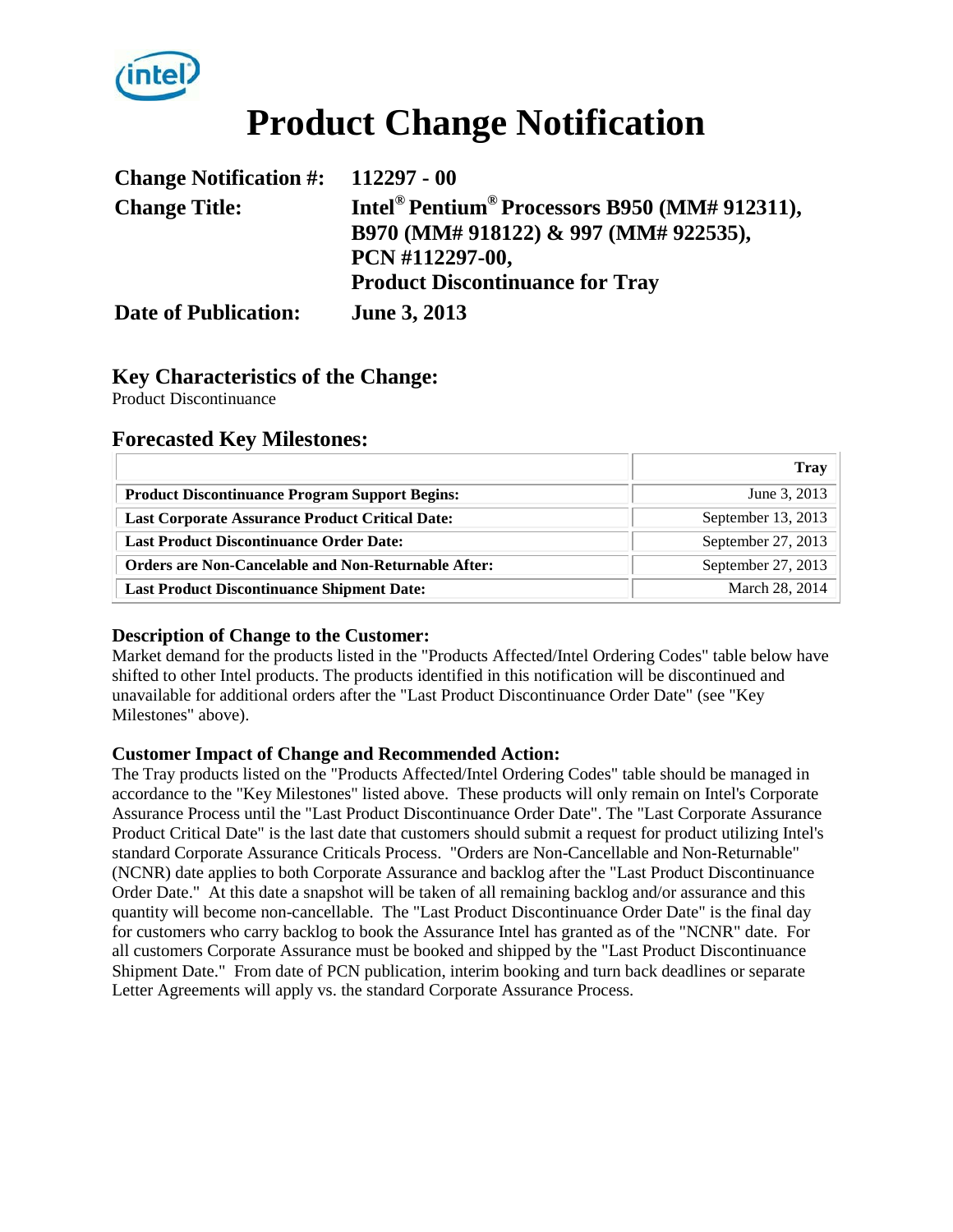# Product Change Notification

**Change Notification #:** 112297 - 00

**Change Title:** Intel® Pentium® Processors B950 (MM# 912311), B970 (MM# 918122) & 997 (MM# 922535), PCN #112297-00, Product Discontinuance for Tray

**Date of Publication:** June 3, 2013

## Key Characteristics of the Change:

Product Discontinuance

## Forecasted Key Milestones:

| | Tray |
|---|---|
| **Product Discontinuance Program Support Begins:** | June 3, 2013 |
| **Last Corporate Assurance Product Critical Date:** | September 13, 2013 |
| **Last Product Discontinuance Order Date:** | September 27, 2013 |
| **Orders are Non-Cancelable and Non-Returnable After:** | September 27, 2013 |
| **Last Product Discontinuance Shipment Date:** | March 28, 2014 |

### Description of Change to the Customer:

Market demand for the products listed in the "Products Affected/Intel Ordering Codes" table below have shifted to other Intel products. The products identified in this notification will be discontinued and unavailable for additional orders after the "Last Product Discontinuance Order Date" (see "Key Milestones" above).

### Customer Impact of Change and Recommended Action:

The Tray products listed on the "Products Affected/Intel Ordering Codes" table should be managed in accordance to the "Key Milestones" listed above. These products will only remain on Intel's Corporate Assurance Process until the "Last Product Discontinuance Order Date". The "Last Corporate Assurance Product Critical Date" is the last date that customers should submit a request for product utilizing Intel's standard Corporate Assurance Criticals Process. "Orders are Non-Cancellable and Non-Returnable" (NCNR) date applies to both Corporate Assurance and backlog after the "Last Product Discontinuance Order Date." At this date a snapshot will be taken of all remaining backlog and/or assurance and this quantity will become non-cancellable. The "Last Product Discontinuance Order Date" is the final day for customers who carry backlog to book the Assurance Intel has granted as of the "NCNR" date. For all customers Corporate Assurance must be booked and shipped by the "Last Product Discontinuance Shipment Date." From date of PCN publication, interim booking and turn back deadlines or separate Letter Agreements will apply vs. the standard Corporate Assurance Process.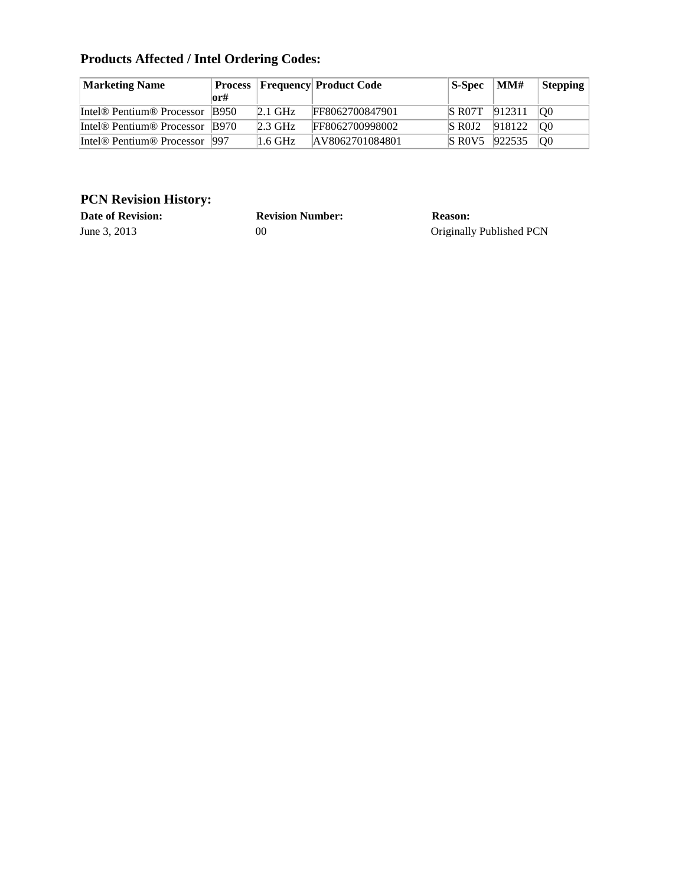### Products Affected / Intel Ordering Codes:

| Marketing Name | Processor# | Frequency | Product Code | S-Spec | MM# | Stepping |
|---|---|---|---|---|---|---|
| Intel® Pentium® Processor | B950 | 2.1 GHz | FF8062700847901 | S R07T | 912311 | Q0 |
| Intel® Pentium® Processor | B970 | 2.3 GHz | FF8062700998002 | S R0J2 | 918122 | Q0 |
| Intel® Pentium® Processor | 997 | 1.6 GHz | AV8062701084801 | S R0V5 | 922535 | Q0 |

### PCN Revision History:

| Date of Revision: | Revision Number: | Reason: |
|---|---|---|
| June 3, 2013 | 00 | Originally Published PCN |